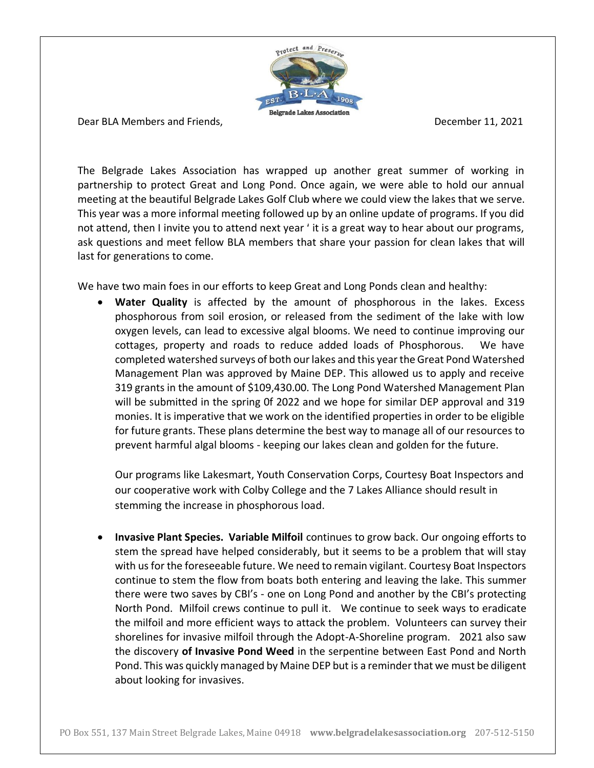Dear BLA Members and Friends, December 11, 2021

The Belgrade Lakes Association has wrapped up another great summer of working in partnership to protect Great and Long Pond. Once again, we were able to hold our annual meeting at the beautiful Belgrade Lakes Golf Club where we could view the lakes that we serve. This year was a more informal meeting followed up by an online update of programs. If you did not attend, then I invite you to attend next year ' it is a great way to hear about our programs, ask questions and meet fellow BLA members that share your passion for clean lakes that will last for generations to come.

We have two main foes in our efforts to keep Great and Long Ponds clean and healthy:

- **Water Quality** is affected by the amount of phosphorous in the lakes. Excess phosphorous from soil erosion, or released from the sediment of the lake with low oxygen levels, can lead to excessive algal blooms. We need to continue improving our cottages, property and roads to reduce added loads of Phosphorous. We have completed watershed surveys of both our lakes and this year the Great Pond Watershed Management Plan was approved by Maine DEP. This allowed us to apply and receive 319 grants in the amount of $109,430.00. The Long Pond Watershed Management Plan will be submitted in the spring 0f 2022 and we hope for similar DEP approval and 319 monies. It is imperative that we work on the identified properties in order to be eligible for future grants. These plans determine the best way to manage all of our resources to prevent harmful algal blooms - keeping our lakes clean and golden for the future.

  Our programs like Lakesmart, Youth Conservation Corps, Courtesy Boat Inspectors and our cooperative work with Colby College and the 7 Lakes Alliance should result in stemming the increase in phosphorous load.

- **Invasive Plant Species. Variable Milfoil** continues to grow back. Our ongoing efforts to stem the spread have helped considerably, but it seems to be a problem that will stay with us for the foreseeable future. We need to remain vigilant. Courtesy Boat Inspectors continue to stem the flow from boats both entering and leaving the lake. This summer there were two saves by CBI's - one on Long Pond and another by the CBI's protecting North Pond. Milfoil crews continue to pull it. We continue to seek ways to eradicate the milfoil and more efficient ways to attack the problem. Volunteers can survey their shorelines for invasive milfoil through the Adopt-A-Shoreline program. 2021 also saw the discovery **of Invasive Pond Weed** in the serpentine between East Pond and North Pond. This was quickly managed by Maine DEP but is a reminder that we must be diligent about looking for invasives.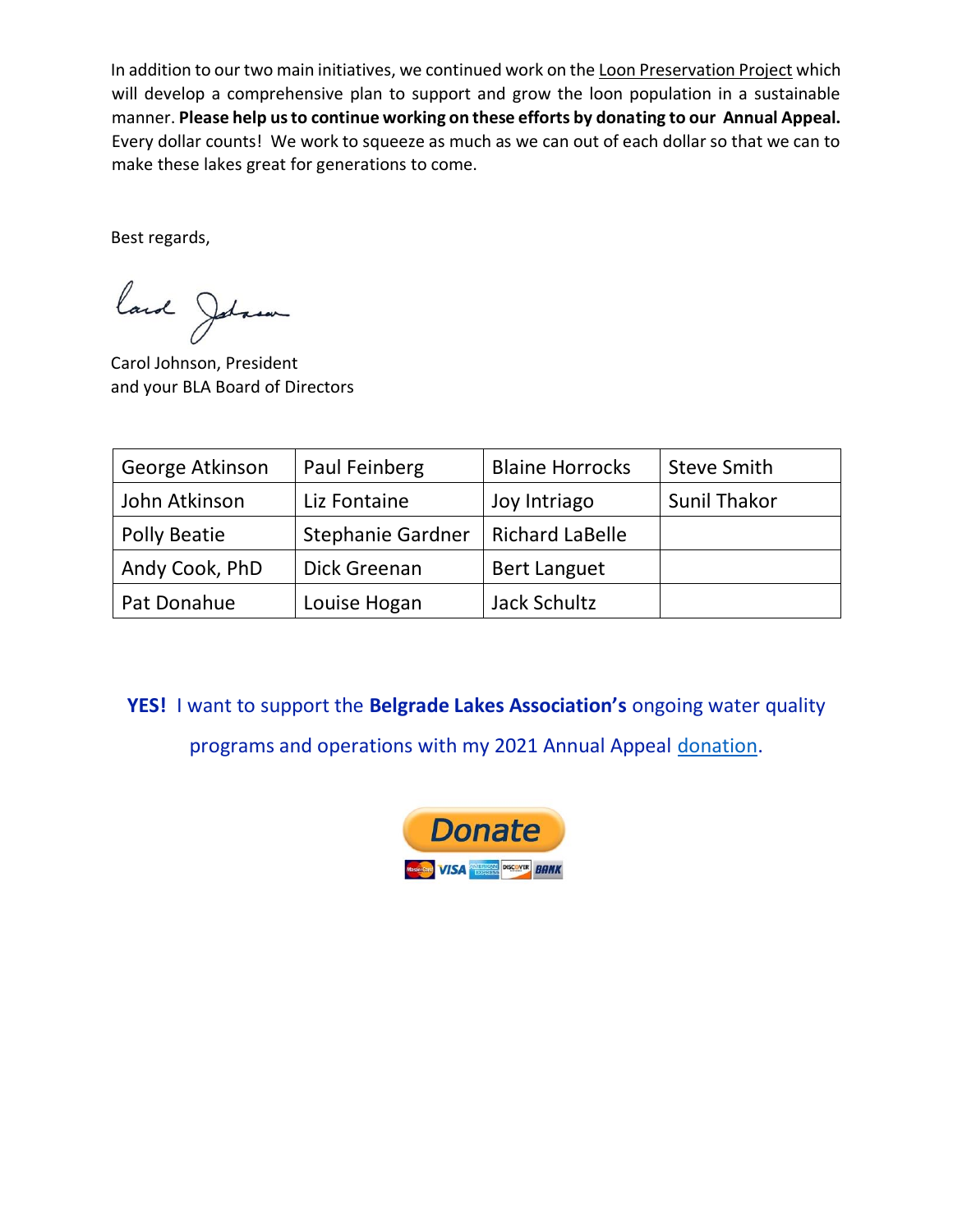In addition to our two main initiatives, we continued work on the Loon Preservation Project which will develop a comprehensive plan to support and grow the loon population in a sustainable manner. **Please help us to continue working on these efforts by donating to our Annual Appeal.** Every dollar counts! We work to squeeze as much as we can out of each dollar so that we can to make these lakes great for generations to come.

Best regards,

Carol Johnson, President
and your BLA Board of Directors

| | | | |
|---|---|---|---|
| George Atkinson | Paul Feinberg | Blaine Horrocks | Steve Smith |
| John Atkinson | Liz Fontaine | Joy Intriago | Sunil Thakor |
| Polly Beatie | Stephanie Gardner | Richard LaBelle | |
| Andy Cook, PhD | Dick Greenan | Bert Languet | |
| Pat Donahue | Louise Hogan | Jack Schultz | |

**YES!** I want to support the **Belgrade Lakes Association's** ongoing water quality programs and operations with my 2021 Annual Appeal donation.

Donate